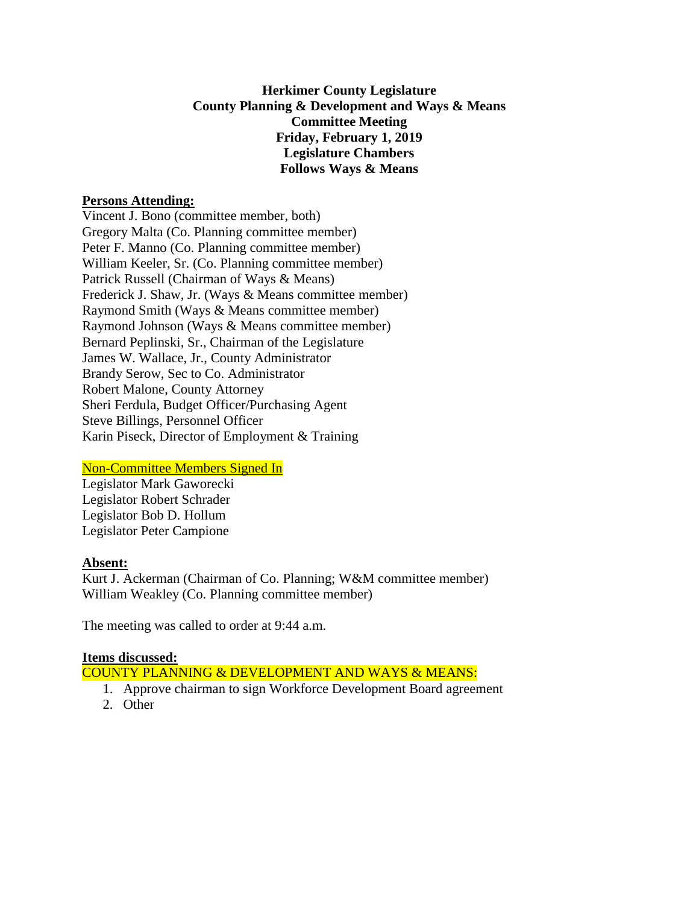**Herkimer County Legislature**
**County Planning & Development and Ways & Means**
**Committee Meeting**
**Friday, February 1, 2019**
**Legislature Chambers**
**Follows Ways & Means**

**Persons Attending:**

Vincent J. Bono (committee member, both)
Gregory Malta (Co. Planning committee member)
Peter F. Manno (Co. Planning committee member)
William Keeler, Sr. (Co. Planning committee member)
Patrick Russell (Chairman of Ways & Means)
Frederick J. Shaw, Jr. (Ways & Means committee member)
Raymond Smith (Ways & Means committee member)
Raymond Johnson (Ways & Means committee member)
Bernard Peplinski, Sr., Chairman of the Legislature
James W. Wallace, Jr., County Administrator
Brandy Serow, Sec to Co. Administrator
Robert Malone, County Attorney
Sheri Ferdula, Budget Officer/Purchasing Agent
Steve Billings, Personnel Officer
Karin Piseck, Director of Employment & Training

Non-Committee Members Signed In

Legislator Mark Gaworecki
Legislator Robert Schrader
Legislator Bob D. Hollum
Legislator Peter Campione

**Absent:**

Kurt J. Ackerman (Chairman of Co. Planning; W&M committee member)
William Weakley (Co. Planning committee member)

The meeting was called to order at 9:44 a.m.

**Items discussed:**

COUNTY PLANNING & DEVELOPMENT AND WAYS & MEANS:

1. Approve chairman to sign Workforce Development Board agreement
2. Other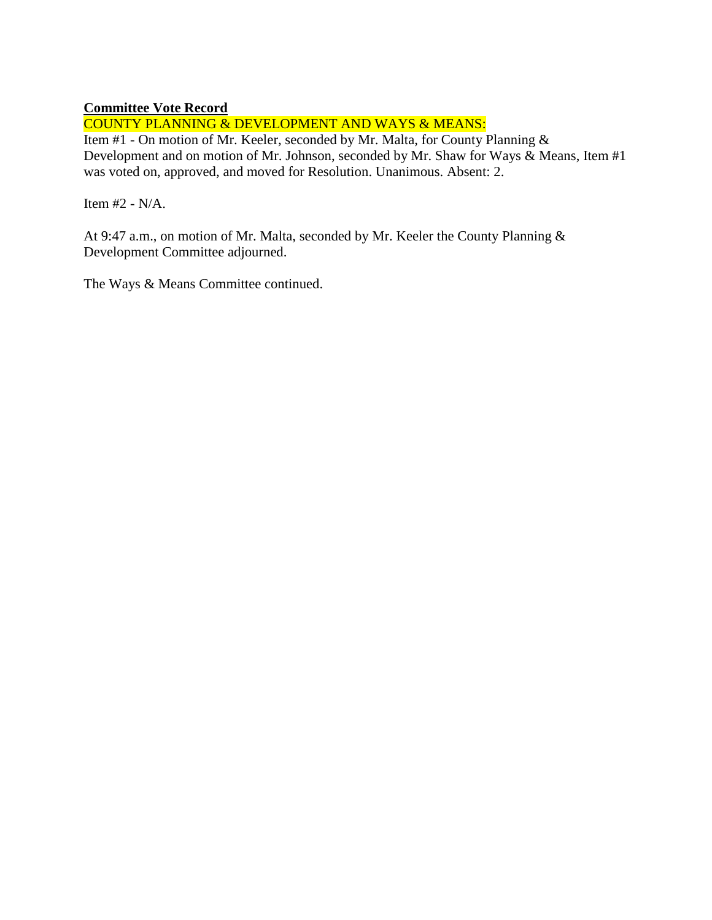**Committee Vote Record**

COUNTY PLANNING & DEVELOPMENT AND WAYS & MEANS:

Item #1 - On motion of Mr. Keeler, seconded by Mr. Malta, for County Planning & Development and on motion of Mr. Johnson, seconded by Mr. Shaw for Ways & Means, Item #1 was voted on, approved, and moved for Resolution. Unanimous. Absent: 2.

Item #2 - N/A.

At 9:47 a.m., on motion of Mr. Malta, seconded by Mr. Keeler the County Planning & Development Committee adjourned.

The Ways & Means Committee continued.